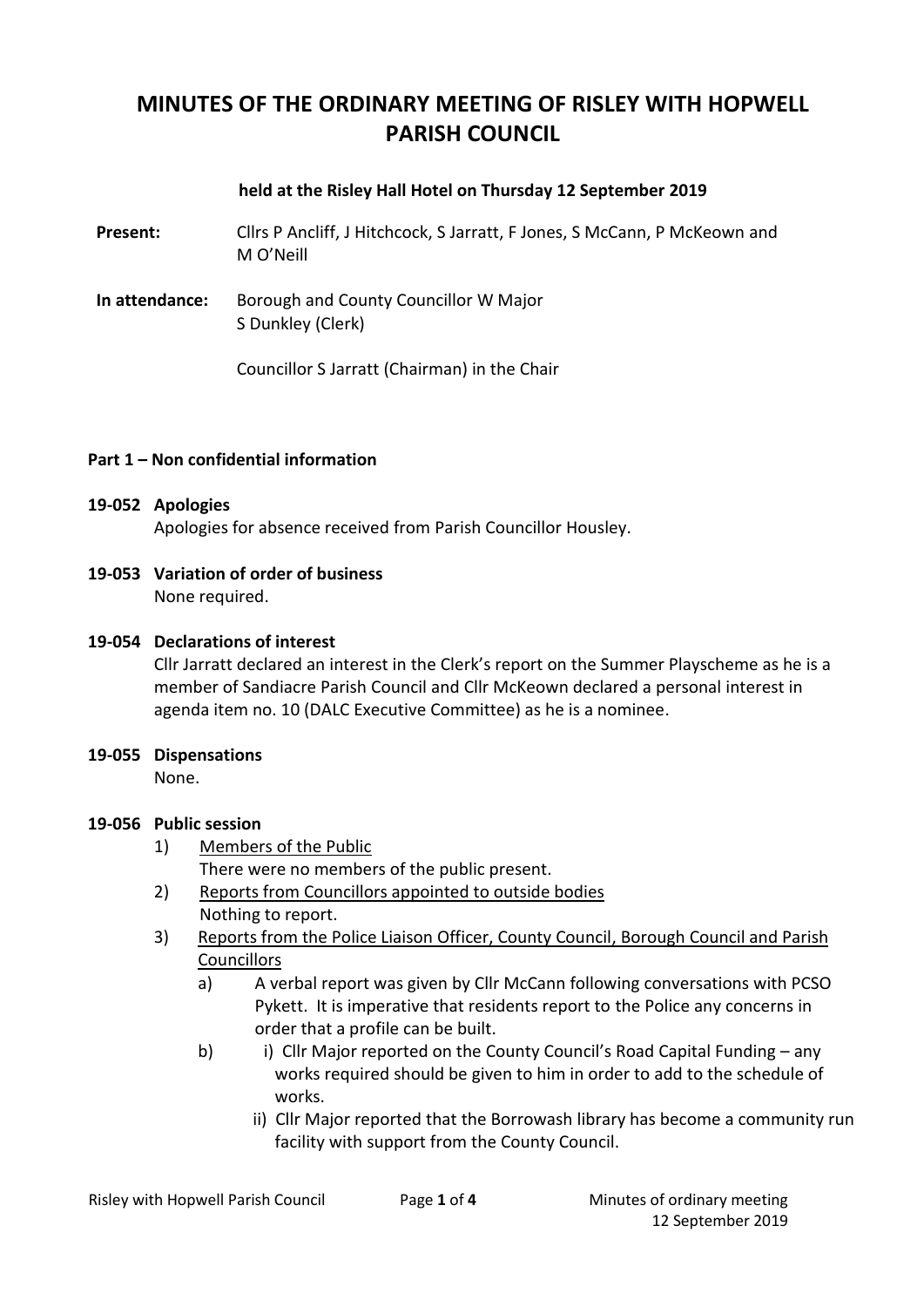# MINUTES OF THE ORDINARY MEETING OF RISLEY WITH HOPWELL PARISH COUNCIL

**held at the Risley Hall Hotel on Thursday 12 September 2019**

**Present:** Cllrs P Ancliff, J Hitchcock, S Jarratt, F Jones, S McCann, P McKeown and M O'Neill

**In attendance:** Borough and County Councillor W Major  
S Dunkley (Clerk)

Councillor S Jarratt (Chairman) in the Chair

**Part 1 – Non confidential information**

**19-052 Apologies**

Apologies for absence received from Parish Councillor Housley.

**19-053 Variation of order of business**

None required.

**19-054 Declarations of interest**

Cllr Jarratt declared an interest in the Clerk's report on the Summer Playscheme as he is a member of Sandiacre Parish Council and Cllr McKeown declared a personal interest in agenda item no. 10 (DALC Executive Committee) as he is a nominee.

**19-055 Dispensations**

None.

**19-056 Public session**

1) Members of the Public
   There were no members of the public present.
2) Reports from Councillors appointed to outside bodies
   Nothing to report.
3) Reports from the Police Liaison Officer, County Council, Borough Council and Parish Councillors
   a) A verbal report was given by Cllr McCann following conversations with PCSO Pykett. It is imperative that residents report to the Police any concerns in order that a profile can be built.
   b) i) Cllr Major reported on the County Council's Road Capital Funding – any works required should be given to him in order to add to the schedule of works.
      ii) Cllr Major reported that the Borrowash library has become a community run facility with support from the County Council.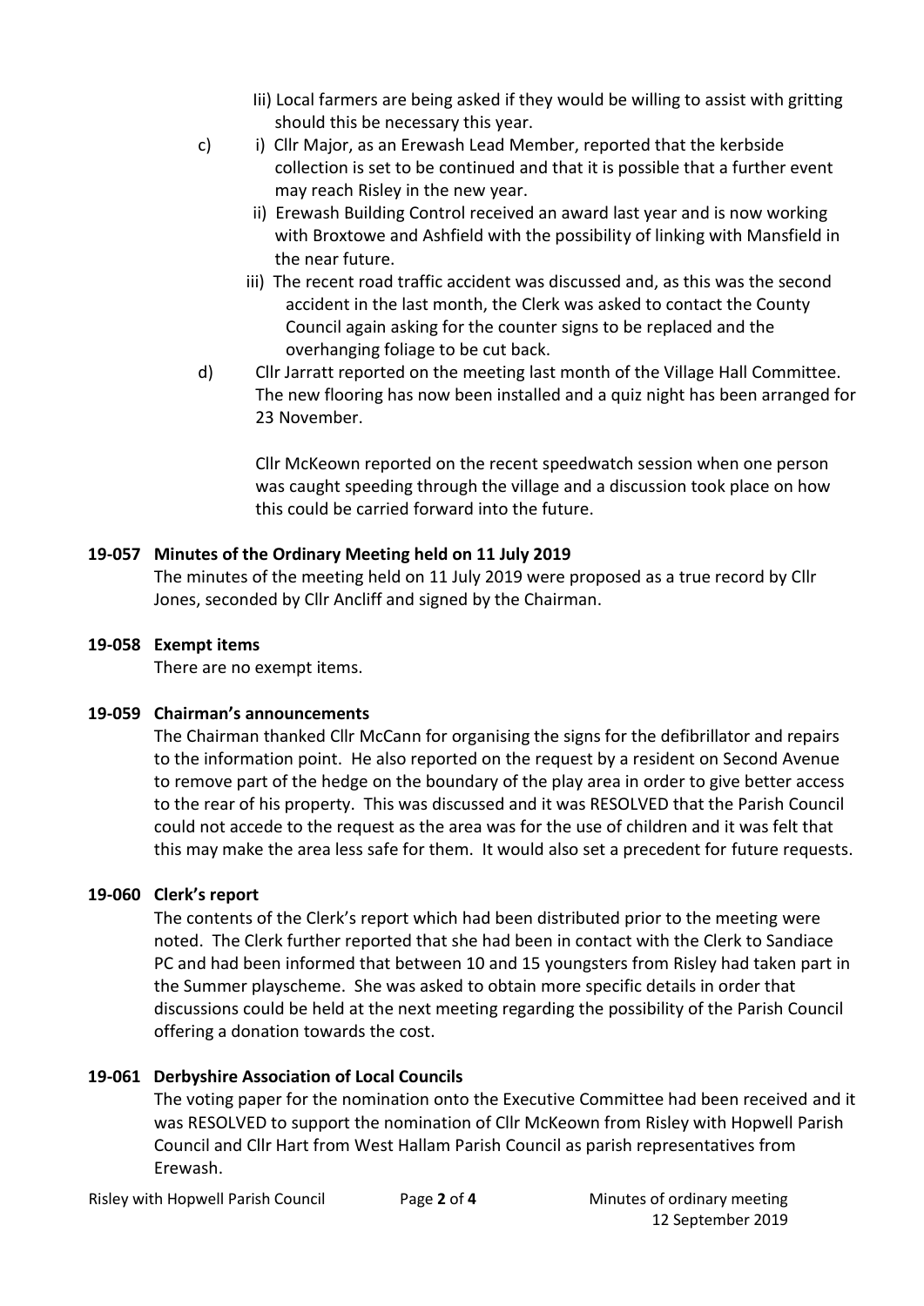Iii) Local farmers are being asked if they would be willing to assist with gritting should this be necessary this year.

c) i) Cllr Major, as an Erewash Lead Member, reported that the kerbside collection is set to be continued and that it is possible that a further event may reach Risley in the new year.

ii) Erewash Building Control received an award last year and is now working with Broxtowe and Ashfield with the possibility of linking with Mansfield in the near future.

iii) The recent road traffic accident was discussed and, as this was the second accident in the last month, the Clerk was asked to contact the County Council again asking for the counter signs to be replaced and the overhanging foliage to be cut back.

d) Cllr Jarratt reported on the meeting last month of the Village Hall Committee. The new flooring has now been installed and a quiz night has been arranged for 23 November.

Cllr McKeown reported on the recent speedwatch session when one person was caught speeding through the village and a discussion took place on how this could be carried forward into the future.

**19-057 Minutes of the Ordinary Meeting held on 11 July 2019**

The minutes of the meeting held on 11 July 2019 were proposed as a true record by Cllr Jones, seconded by Cllr Ancliff and signed by the Chairman.

**19-058 Exempt items**

There are no exempt items.

**19-059 Chairman's announcements**

The Chairman thanked Cllr McCann for organising the signs for the defibrillator and repairs to the information point. He also reported on the request by a resident on Second Avenue to remove part of the hedge on the boundary of the play area in order to give better access to the rear of his property. This was discussed and it was RESOLVED that the Parish Council could not accede to the request as the area was for the use of children and it was felt that this may make the area less safe for them. It would also set a precedent for future requests.

**19-060 Clerk's report**

The contents of the Clerk's report which had been distributed prior to the meeting were noted. The Clerk further reported that she had been in contact with the Clerk to Sandiace PC and had been informed that between 10 and 15 youngsters from Risley had taken part in the Summer playscheme. She was asked to obtain more specific details in order that discussions could be held at the next meeting regarding the possibility of the Parish Council offering a donation towards the cost.

**19-061 Derbyshire Association of Local Councils**

The voting paper for the nomination onto the Executive Committee had been received and it was RESOLVED to support the nomination of Cllr McKeown from Risley with Hopwell Parish Council and Cllr Hart from West Hallam Parish Council as parish representatives from Erewash.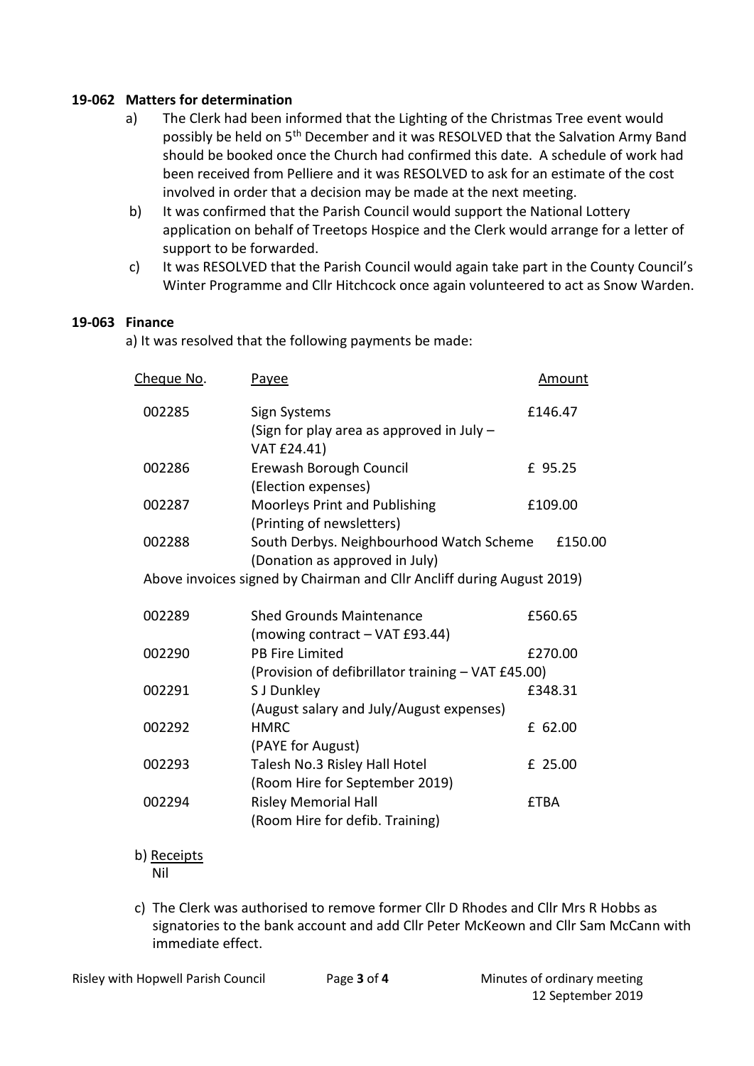### 19-062 Matters for determination

a) The Clerk had been informed that the Lighting of the Christmas Tree event would possibly be held on 5th December and it was RESOLVED that the Salvation Army Band should be booked once the Church had confirmed this date. A schedule of work had been received from Pelliere and it was RESOLVED to ask for an estimate of the cost involved in order that a decision may be made at the next meeting.

b) It was confirmed that the Parish Council would support the National Lottery application on behalf of Treetops Hospice and the Clerk would arrange for a letter of support to be forwarded.

c) It was RESOLVED that the Parish Council would again take part in the County Council's Winter Programme and Cllr Hitchcock once again volunteered to act as Snow Warden.

### 19-063 Finance

a) It was resolved that the following payments be made:

| Cheque No. | Payee | Amount |
|---|---|---|
| 002285 | Sign Systems (Sign for play area as approved in July – VAT £24.41) | £146.47 |
| 002286 | Erewash Borough Council (Election expenses) | £ 95.25 |
| 002287 | Moorleys Print and Publishing (Printing of newsletters) | £109.00 |
| 002288 | South Derbys. Neighbourhood Watch Scheme (Donation as approved in July) | £150.00 |
| Above invoices signed by Chairman and Cllr Ancliff during August 2019) | | |
| 002289 | Shed Grounds Maintenance (mowing contract – VAT £93.44) | £560.65 |
| 002290 | PB Fire Limited (Provision of defibrillator training – VAT £45.00) | £270.00 |
| 002291 | S J Dunkley (August salary and July/August expenses) | £348.31 |
| 002292 | HMRC (PAYE for August) | £ 62.00 |
| 002293 | Talesh No.3 Risley Hall Hotel (Room Hire for September 2019) | £ 25.00 |
| 002294 | Risley Memorial Hall (Room Hire for defib. Training) | £TBA |

b) Receipts

Nil

c) The Clerk was authorised to remove former Cllr D Rhodes and Cllr Mrs R Hobbs as signatories to the bank account and add Cllr Peter McKeown and Cllr Sam McCann with immediate effect.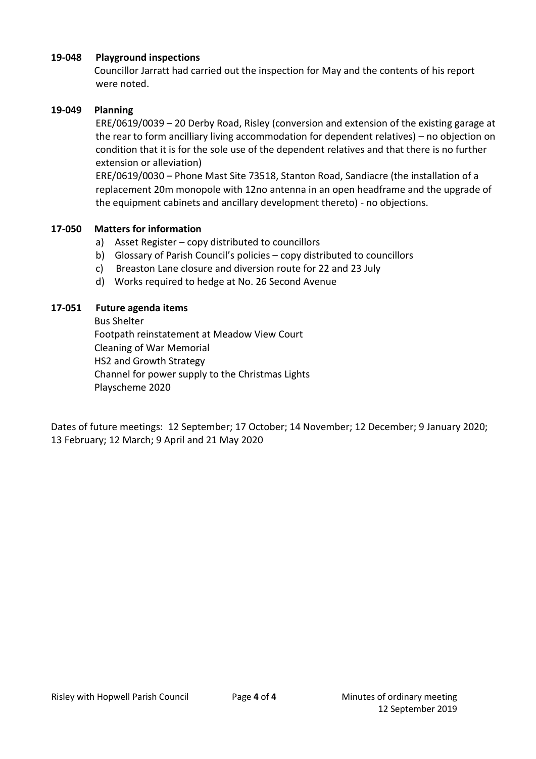**19-048 Playground inspections**

Councillor Jarratt had carried out the inspection for May and the contents of his report were noted.

**19-049 Planning**

ERE/0619/0039 – 20 Derby Road, Risley (conversion and extension of the existing garage at the rear to form ancilliary living accommodation for dependent relatives) – no objection on condition that it is for the sole use of the dependent relatives and that there is no further extension or alleviation)

ERE/0619/0030 – Phone Mast Site 73518, Stanton Road, Sandiacre (the installation of a replacement 20m monopole with 12no antenna in an open headframe and the upgrade of the equipment cabinets and ancillary development thereto) - no objections.

**17-050 Matters for information**

a) Asset Register – copy distributed to councillors
b) Glossary of Parish Council's policies – copy distributed to councillors
c) Breaston Lane closure and diversion route for 22 and 23 July
d) Works required to hedge at No. 26 Second Avenue

**17-051 Future agenda items**

Bus Shelter
Footpath reinstatement at Meadow View Court
Cleaning of War Memorial
HS2 and Growth Strategy
Channel for power supply to the Christmas Lights
Playscheme 2020

Dates of future meetings: 12 September; 17 October; 14 November; 12 December; 9 January 2020; 13 February; 12 March; 9 April and 21 May 2020